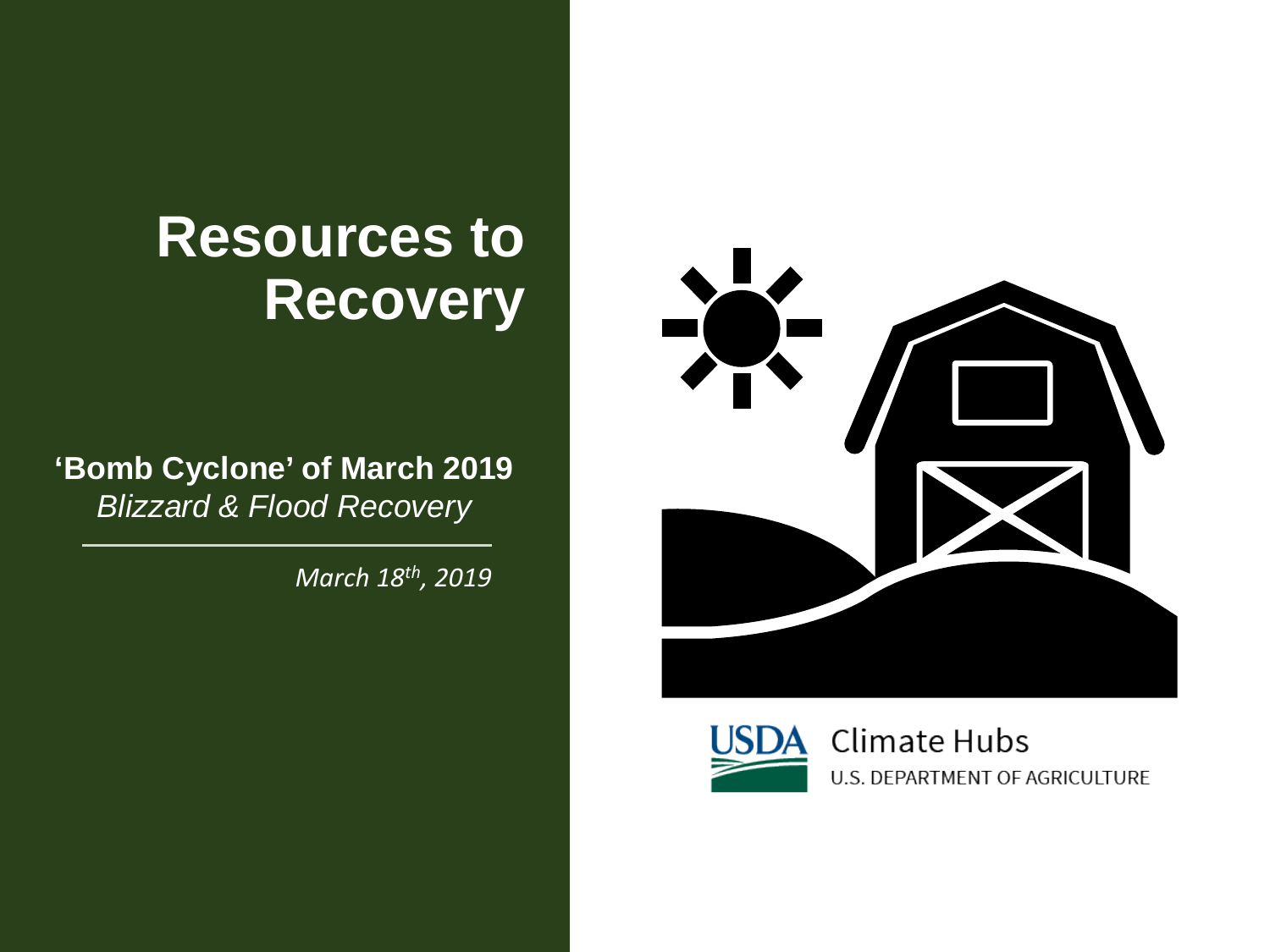# Resources to Recovery

**'Bomb Cyclone' of March 2019**

*Blizzard & Flood Recovery*

---

*March 18th, 2019*

USDA Climate Hubs
U.S. DEPARTMENT OF AGRICULTURE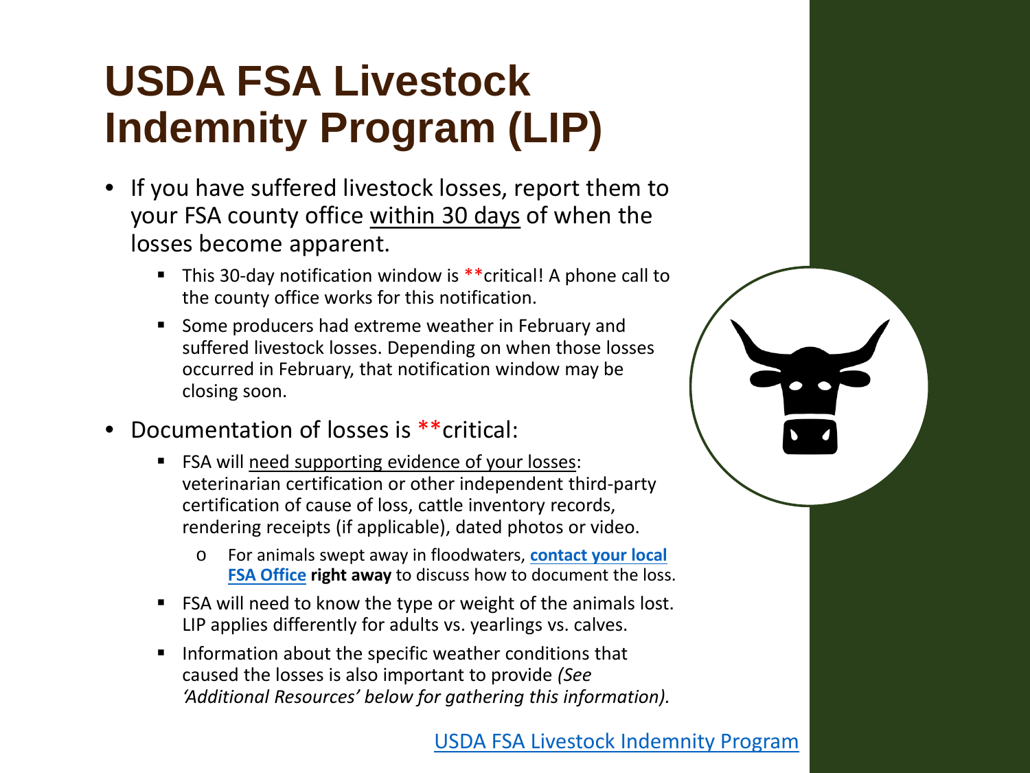# USDA FSA Livestock Indemnity Program (LIP)

- If you have suffered livestock losses, report them to your FSA county office within 30 days of when the losses become apparent.
  - This 30-day notification window is **critical! A phone call to the county office works for this notification.
  - Some producers had extreme weather in February and suffered livestock losses. Depending on when those losses occurred in February, that notification window may be closing soon.
- Documentation of losses is **critical:
  - FSA will need supporting evidence of your losses: veterinarian certification or other independent third-party certification of cause of loss, cattle inventory records, rendering receipts (if applicable), dated photos or video.
    - For animals swept away in floodwaters, **contact your local FSA Office** **right away** to discuss how to document the loss.
  - FSA will need to know the type or weight of the animals lost. LIP applies differently for adults vs. yearlings vs. calves.
  - Information about the specific weather conditions that caused the losses is also important to provide *(See 'Additional Resources' below for gathering this information).*

USDA FSA Livestock Indemnity Program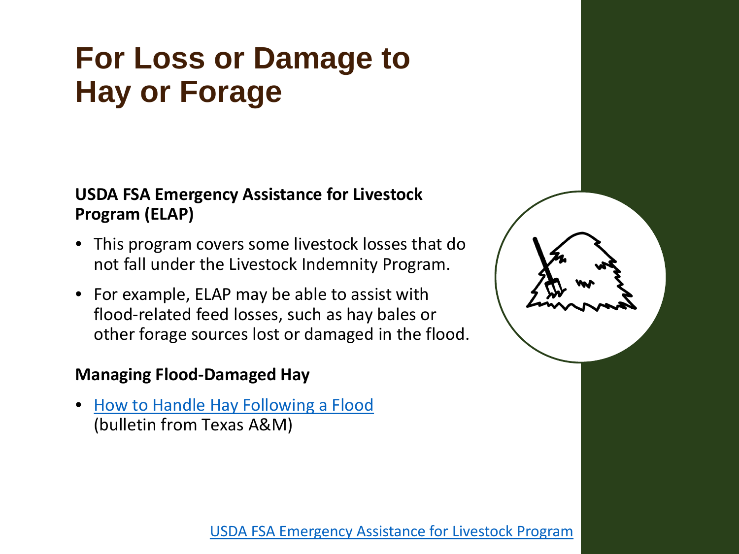# For Loss or Damage to Hay or Forage

**USDA FSA Emergency Assistance for Livestock Program (ELAP)**

- This program covers some livestock losses that do not fall under the Livestock Indemnity Program.
- For example, ELAP may be able to assist with flood-related feed losses, such as hay bales or other forage sources lost or damaged in the flood.

**Managing Flood-Damaged Hay**

- How to Handle Hay Following a Flood (bulletin from Texas A&M)

USDA FSA Emergency Assistance for Livestock Program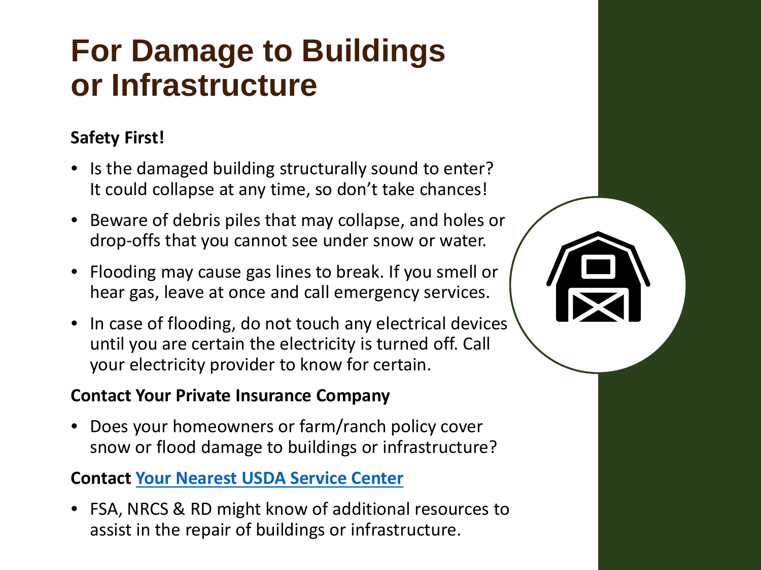# For Damage to Buildings or Infrastructure

**Safety First!**

- Is the damaged building structurally sound to enter? It could collapse at any time, so don't take chances!
- Beware of debris piles that may collapse, and holes or drop-offs that you cannot see under snow or water.
- Flooding may cause gas lines to break. If you smell or hear gas, leave at once and call emergency services.
- In case of flooding, do not touch any electrical devices until you are certain the electricity is turned off. Call your electricity provider to know for certain.

**Contact Your Private Insurance Company**

- Does your homeowners or farm/ranch policy cover snow or flood damage to buildings or infrastructure?

**Contact Your Nearest USDA Service Center**

- FSA, NRCS & RD might know of additional resources to assist in the repair of buildings or infrastructure.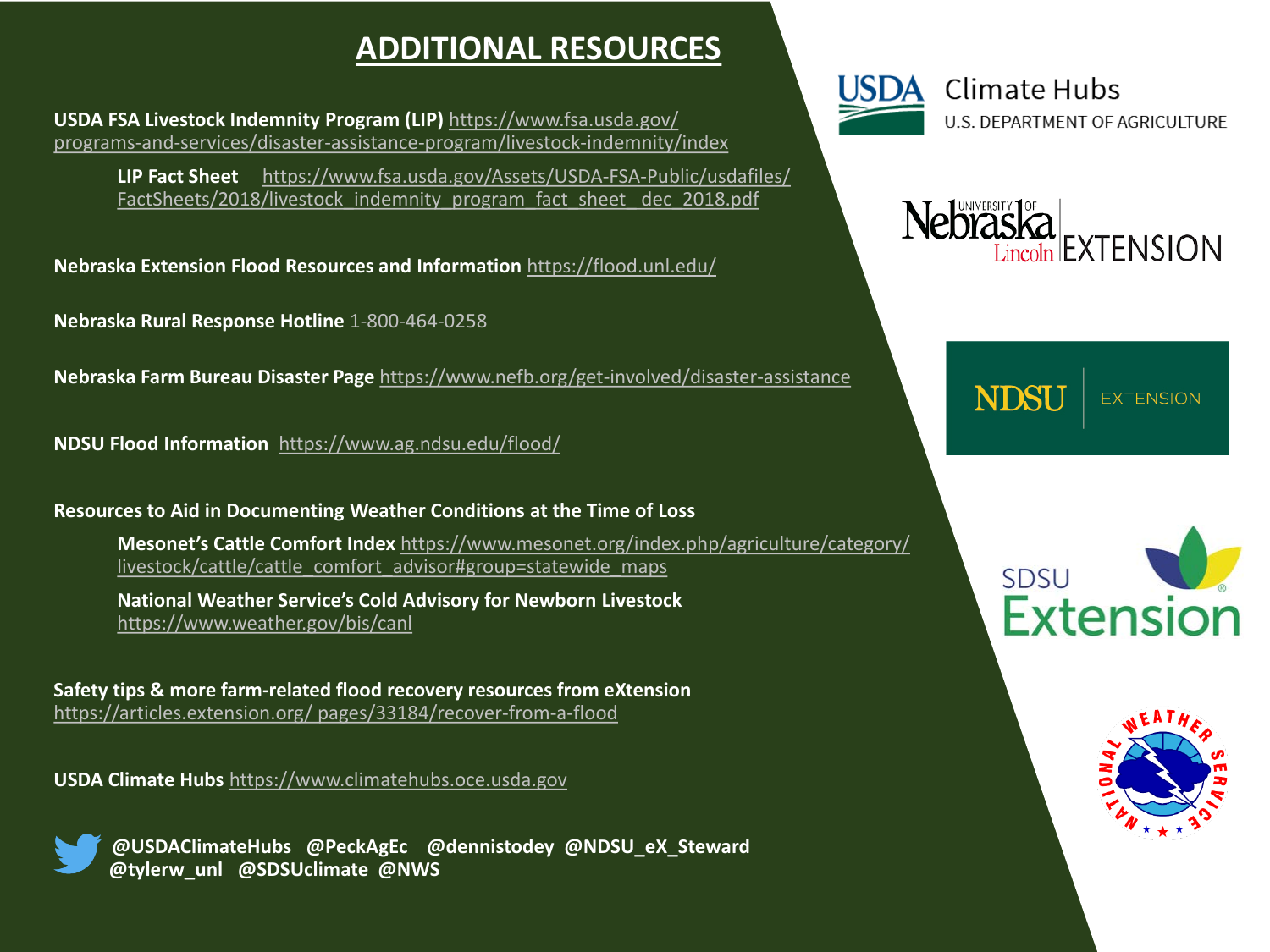# ADDITIONAL RESOURCES

**USDA FSA Livestock Indemnity Program (LIP)** https://www.fsa.usda.gov/programs-and-services/disaster-assistance-program/livestock-indemnity/index

> **LIP Fact Sheet** https://www.fsa.usda.gov/Assets/USDA-FSA-Public/usdafiles/FactSheets/2018/livestock_indemnity_program_fact_sheet_dec_2018.pdf

**Nebraska Extension Flood Resources and Information** https://flood.unl.edu/

**Nebraska Rural Response Hotline** 1-800-464-0258

**Nebraska Farm Bureau Disaster Page** https://www.nefb.org/get-involved/disaster-assistance

**NDSU Flood Information** https://www.ag.ndsu.edu/flood/

**Resources to Aid in Documenting Weather Conditions at the Time of Loss**

> **Mesonet's Cattle Comfort Index** https://www.mesonet.org/index.php/agriculture/category/livestock/cattle/cattle_comfort_advisor#group=statewide_maps
>
> **National Weather Service's Cold Advisory for Newborn Livestock** https://www.weather.gov/bis/canl

**Safety tips & more farm-related flood recovery resources from eXtension** https://articles.extension.org/ pages/33184/recover-from-a-flood

**USDA Climate Hubs** https://www.climatehubs.oce.usda.gov

**@USDAClimateHubs @PeckAgEc @dennistodey @NDSU_eX_Steward @tylerw_unl @SDSUclimate @NWS**

USDA Climate Hubs U.S. DEPARTMENT OF AGRICULTURE

University of Nebraska Lincoln EXTENSION

NDSU EXTENSION

SDSU Extension

NATIONAL WEATHER SERVICE